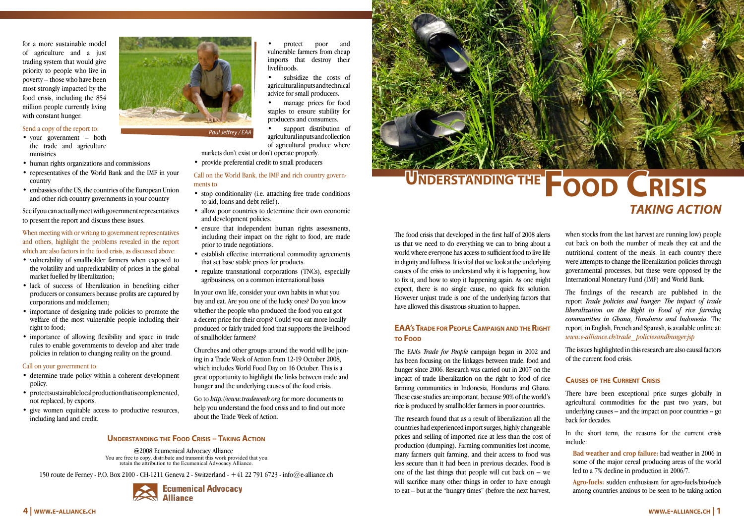# Understanding the Food Crisis

## Taking Action

The food crisis that developed in the first half of 2008 alerts us that we need to do everything we can to bring about a world where everyone has access to sufficient food to live life in dignity and fullness. It is vital that we look at the underlying causes of the crisis to understand why it is happening, how to fix it, and how to stop it happening again. As one might expect, there is no single cause, no quick fix solution. However unjust trade is one of the underlying factors that have allowed this disastrous situation to happen.

### EAA's Trade for People Campaign and the Right to Food

The EAA's *Trade for People* campaign began in 2002 and has been focusing on the linkages between trade, food and hunger since 2006. Research was carried out in 2007 on the impact of trade liberalization on the right to food of rice farming communities in Indonesia, Honduras and Ghana. These case studies are important, because 90% of the world's rice is produced by smallholder farmers in poor countries.

The research found that as a result of liberalization all the countries had experienced import surges, highly changeable prices and selling of imported rice at less than the cost of production (dumping). Farming communities lost income, many farmers quit farming, and their access to food was less secure than it had been in previous decades. Food is one of the last things that people will cut back on – we will sacrifice many other things in order to have enough to eat – but at the "hungry times" (before the next harvest, when stocks from the last harvest are running low) people cut back on both the number of meals they eat and the nutritional content of the meals. In each country there were attempts to change the liberalization policies through governmental processes, but these were opposed by the International Monetary Fund (IMF) and World Bank.

The findings of the research are published in the report *Trade policies and hunger: The impact of trade liberalization on the Right to Food of rice farming communities in Ghana, Honduras and Indonesia*. The report, in English, French and Spanish, is available online at: *www.e-alliance.ch/trade_policiesandhunger.jsp*

The issues highlighted in this research are also causal factors of the current food crisis.

### Causes of the Current Crisis

There have been exceptional price surges globally in agricultural commodities for the past two years, but underlying causes – and the impact on poor countries – go back for decades.

In the short term, the reasons for the current crisis include:

**Bad weather and crop failure:** bad weather in 2006 in some of the major cereal producing areas of the world led to a 7% decline in production in 2006/7.

**Agro-fuels:** sudden enthusiasm for agro-fuels/bio-fuels among countries anxious to be seen to be taking action

for a more sustainable model of agriculture and a just trading system that would give priority to people who live in poverty – those who have been most strongly impacted by the food crisis, including the 854 million people currently living with constant hunger.

Paul Jeffrey / EAA

Send a copy of the report to:

- your government – both the trade and agriculture ministries
- human rights organizations and commissions
- representatives of the World Bank and the IMF in your country
- embassies of the US, the countries of the European Union and other rich country governments in your country

See if you can actually meet with government representatives to present the report and discuss these issues.

When meeting with or writing to government representatives and others, highlight the problems revealed in the report which are also factors in the food crisis, as discussed above:

- vulnerability of smallholder farmers when exposed to the volatility and unpredictability of prices in the global market fuelled by liberalization;
- lack of success of liberalization in benefiting either producers or consumers because profits are captured by corporations and middlemen;
- importance of designing trade policies to promote the welfare of the most vulnerable people including their right to food;
- importance of allowing flexibility and space in trade rules to enable governments to develop and alter trade policies in relation to changing reality on the ground.

Call on your government to:

- determine trade policy within a coherent development policy.
- protect sustainable local production that is complemented, not replaced, by exports.
- give women equitable access to productive resources, including land and credit.
- protect poor and vulnerable farmers from cheap imports that destroy their livelihoods.
- subsidize the costs of agricultural inputs and technical advice for small producers.
- manage prices for food staples to ensure stability for producers and consumers.
- support distribution of agricultural inputs and collection of agricultural produce where markets don't exist or don't operate properly.
- provide preferential credit to small producers

Call on the World Bank, the IMF and rich country governments to:

- stop conditionality (i.e. attaching free trade conditions to aid, loans and debt relief).
- allow poor countries to determine their own economic and development policies.
- ensure that independent human rights assessments, including their impact on the right to food, are made prior to trade negotiations.
- establish effective international commodity agreements that set base stable prices for products.
- regulate transnational corporations (TNCs), especially agribusiness, on a common international basis

In your own life, consider your own habits in what you buy and eat. Are you one of the lucky ones? Do you know whether the people who produced the food you eat got a decent price for their crops? Could you eat more locally produced or fairly traded food that supports the livelihood of smallholder farmers?

Churches and other groups around the world will be joining in a Trade Week of Action from 12-19 October 2008, which includes World Food Day on 16 October. This is a great opportunity to highlight the links between trade and hunger and the underlying causes of the food crisis.

Go to *http://www.tradeweek.org* for more documents to help you understand the food crisis and to find out more about the Trade Week of Action.

**Understanding the Food Crisis – Taking Action**

©2008 Ecumenical Advocacy Alliance
You are free to copy, distribute and transmit this work provided that you retain the attribution to the Ecumenical Advocacy Alliance.

150 route de Ferney - P.O. Box 2100 - CH-1211 Geneva 2 - Switzerland - +41 22 791 6723 - info@e-alliance.ch

Ecumenical Advocacy Alliance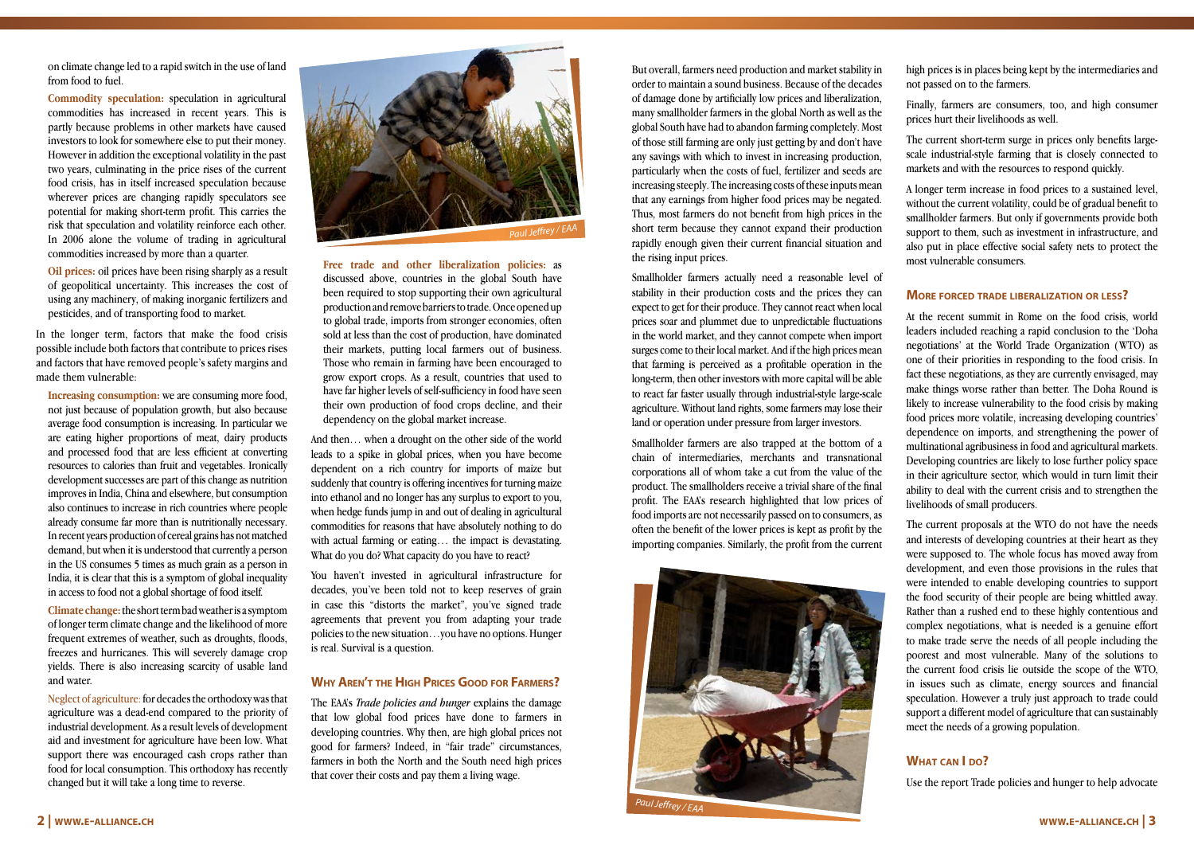on climate change led to a rapid switch in the use of land from food to fuel.

**Commodity speculation:** speculation in agricultural commodities has increased in recent years. This is partly because problems in other markets have caused investors to look for somewhere else to put their money. However in addition the exceptional volatility in the past two years, culminating in the price rises of the current food crisis, has in itself increased speculation because wherever prices are changing rapidly speculators see potential for making short-term profit. This carries the risk that speculation and volatility reinforce each other. In 2006 alone the volume of trading in agricultural commodities increased by more than a quarter.

**Oil prices:** oil prices have been rising sharply as a result of geopolitical uncertainty. This increases the cost of using any machinery, of making inorganic fertilizers and pesticides, and of transporting food to market.

In the longer term, factors that make the food crisis possible include both factors that contribute to prices rises and factors that have removed people's safety margins and made them vulnerable:

**Increasing consumption:** we are consuming more food, not just because of population growth, but also because average food consumption is increasing. In particular we are eating higher proportions of meat, dairy products and processed food that are less efficient at converting resources to calories than fruit and vegetables. Ironically development successes are part of this change as nutrition improves in India, China and elsewhere, but consumption also continues to increase in rich countries where people already consume far more than is nutritionally necessary. In recent years production of cereal grains has not matched demand, but when it is understood that currently a person in the US consumes 5 times as much grain as a person in India, it is clear that this is a symptom of global inequality in access to food not a global shortage of food itself.

**Climate change:** the short term bad weather is a symptom of longer term climate change and the likelihood of more frequent extremes of weather, such as droughts, floods, freezes and hurricanes. This will severely damage crop yields. There is also increasing scarcity of usable land and water.

Neglect of agriculture: for decades the orthodoxy was that agriculture was a dead-end compared to the priority of industrial development. As a result levels of development aid and investment for agriculture have been low. What support there was encouraged cash crops rather than food for local consumption. This orthodoxy has recently changed but it will take a long time to reverse.

Paul Jeffrey / EAA

**Free trade and other liberalization policies:** as discussed above, countries in the global South have been required to stop supporting their own agricultural production and remove barriers to trade. Once opened up to global trade, imports from stronger economies, often sold at less than the cost of production, have dominated their markets, putting local farmers out of business. Those who remain in farming have been encouraged to grow export crops. As a result, countries that used to have far higher levels of self-sufficiency in food have seen their own production of food crops decline, and their dependency on the global market increase.

And then… when a drought on the other side of the world leads to a spike in global prices, when you have become dependent on a rich country for imports of maize but suddenly that country is offering incentives for turning maize into ethanol and no longer has any surplus to export to you, when hedge funds jump in and out of dealing in agricultural commodities for reasons that have absolutely nothing to do with actual farming or eating… the impact is devastating. What do you do? What capacity do you have to react?

You haven't invested in agricultural infrastructure for decades, you've been told not to keep reserves of grain in case this "distorts the market", you've signed trade agreements that prevent you from adapting your trade policies to the new situation…you have no options. Hunger is real. Survival is a question.

## Why Aren't the High Prices Good for Farmers?

The EAA's *Trade policies and hunger* explains the damage that low global food prices have done to farmers in developing countries. Why then, are high global prices not good for farmers? Indeed, in "fair trade" circumstances, farmers in both the North and the South need high prices that cover their costs and pay them a living wage.

But overall, farmers need production and market stability in order to maintain a sound business. Because of the decades of damage done by artificially low prices and liberalization, many smallholder farmers in the global North as well as the global South have had to abandon farming completely. Most of those still farming are only just getting by and don't have any savings with which to invest in increasing production, particularly when the costs of fuel, fertilizer and seeds are increasing steeply. The increasing costs of these inputs mean that any earnings from higher food prices may be negated. Thus, most farmers do not benefit from high prices in the short term because they cannot expand their production rapidly enough given their current financial situation and the rising input prices.

Smallholder farmers actually need a reasonable level of stability in their production costs and the prices they can expect to get for their produce. They cannot react when local prices soar and plummet due to unpredictable fluctuations in the world market, and they cannot compete when import surges come to their local market. And if the high prices mean that farming is perceived as a profitable operation in the long-term, then other investors with more capital will be able to react far faster usually through industrial-style large-scale agriculture. Without land rights, some farmers may lose their land or operation under pressure from larger investors.

Smallholder farmers are also trapped at the bottom of a chain of intermediaries, merchants and transnational corporations all of whom take a cut from the value of the product. The smallholders receive a trivial share of the final profit. The EAA's research highlighted that low prices of food imports are not necessarily passed on to consumers, as often the benefit of the lower prices is kept as profit by the importing companies. Similarly, the profit from the current high prices is in places being kept by the intermediaries and not passed on to the farmers.

Paul Jeffrey / EAA

Finally, farmers are consumers, too, and high consumer prices hurt their livelihoods as well.

The current short-term surge in prices only benefits large-scale industrial-style farming that is closely connected to markets and with the resources to respond quickly.

A longer term increase in food prices to a sustained level, without the current volatility, could be of gradual benefit to smallholder farmers. But only if governments provide both support to them, such as investment in infrastructure, and also put in place effective social safety nets to protect the most vulnerable consumers.

## More Forced Trade Liberalization or Less?

At the recent summit in Rome on the food crisis, world leaders included reaching a rapid conclusion to the 'Doha negotiations' at the World Trade Organization (WTO) as one of their priorities in responding to the food crisis. In fact these negotiations, as they are currently envisaged, may make things worse rather than better. The Doha Round is likely to increase vulnerability to the food crisis by making food prices more volatile, increasing developing countries' dependence on imports, and strengthening the power of multinational agribusiness in food and agricultural markets. Developing countries are likely to lose further policy space in their agriculture sector, which would in turn limit their ability to deal with the current crisis and to strengthen the livelihoods of small producers.

The current proposals at the WTO do not have the needs and interests of developing countries at their heart as they were supposed to. The whole focus has moved away from development, and even those provisions in the rules that were intended to enable developing countries to support the food security of their people are being whittled away. Rather than a rushed end to these highly contentious and complex negotiations, what is needed is a genuine effort to make trade serve the needs of all people including the poorest and most vulnerable. Many of the solutions to the current food crisis lie outside the scope of the WTO, in issues such as climate, energy sources and financial speculation. However a truly just approach to trade could support a different model of agriculture that can sustainably meet the needs of a growing population.

## What Can I Do?

Use the report Trade policies and hunger to help advocate